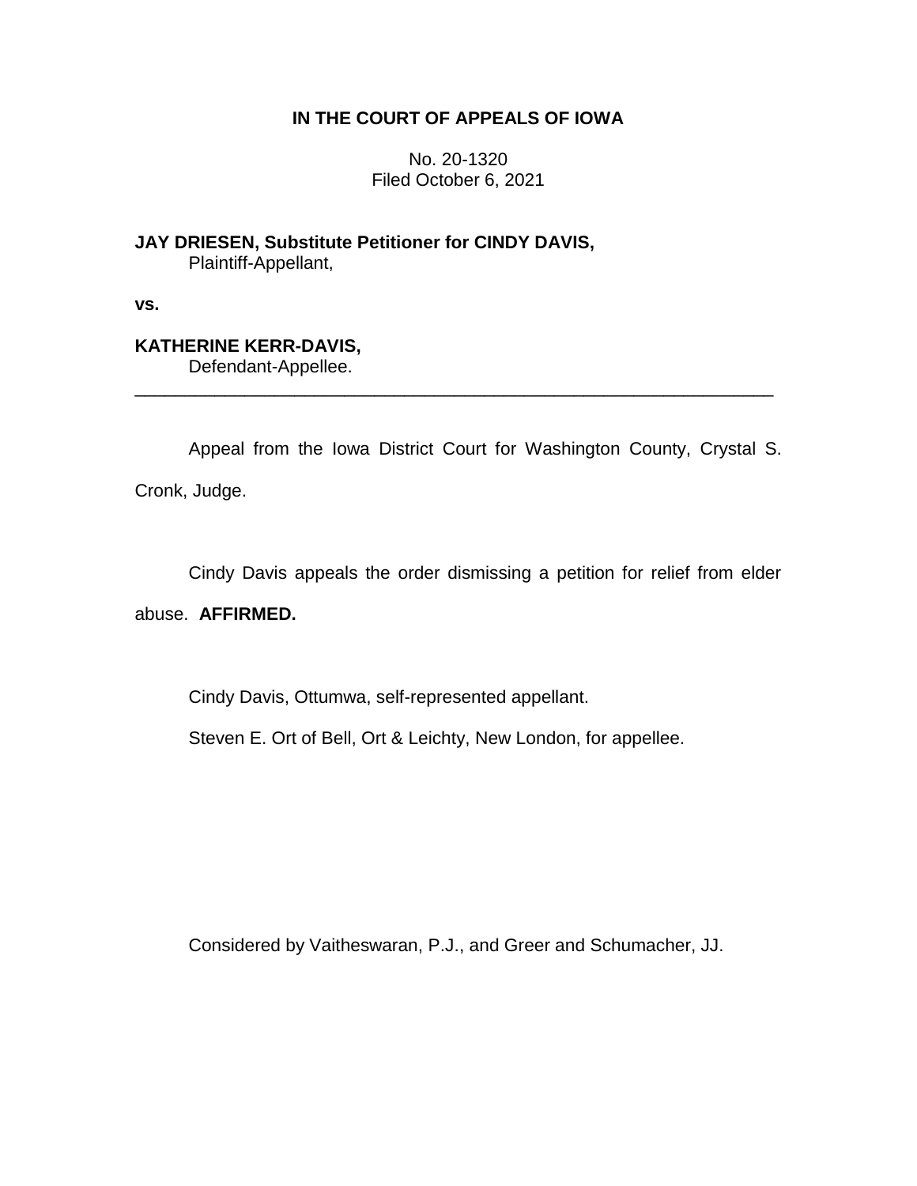**IN THE COURT OF APPEALS OF IOWA**

No. 20-1320
Filed October 6, 2021

**JAY DRIESEN, Substitute Petitioner for CINDY DAVIS,**
Plaintiff-Appellant,

**vs.**

**KATHERINE KERR-DAVIS,**
Defendant-Appellee.

---

Appeal from the Iowa District Court for Washington County, Crystal S. Cronk, Judge.

Cindy Davis appeals the order dismissing a petition for relief from elder abuse. **AFFIRMED.**

Cindy Davis, Ottumwa, self-represented appellant.

Steven E. Ort of Bell, Ort & Leichty, New London, for appellee.

Considered by Vaitheswaran, P.J., and Greer and Schumacher, JJ.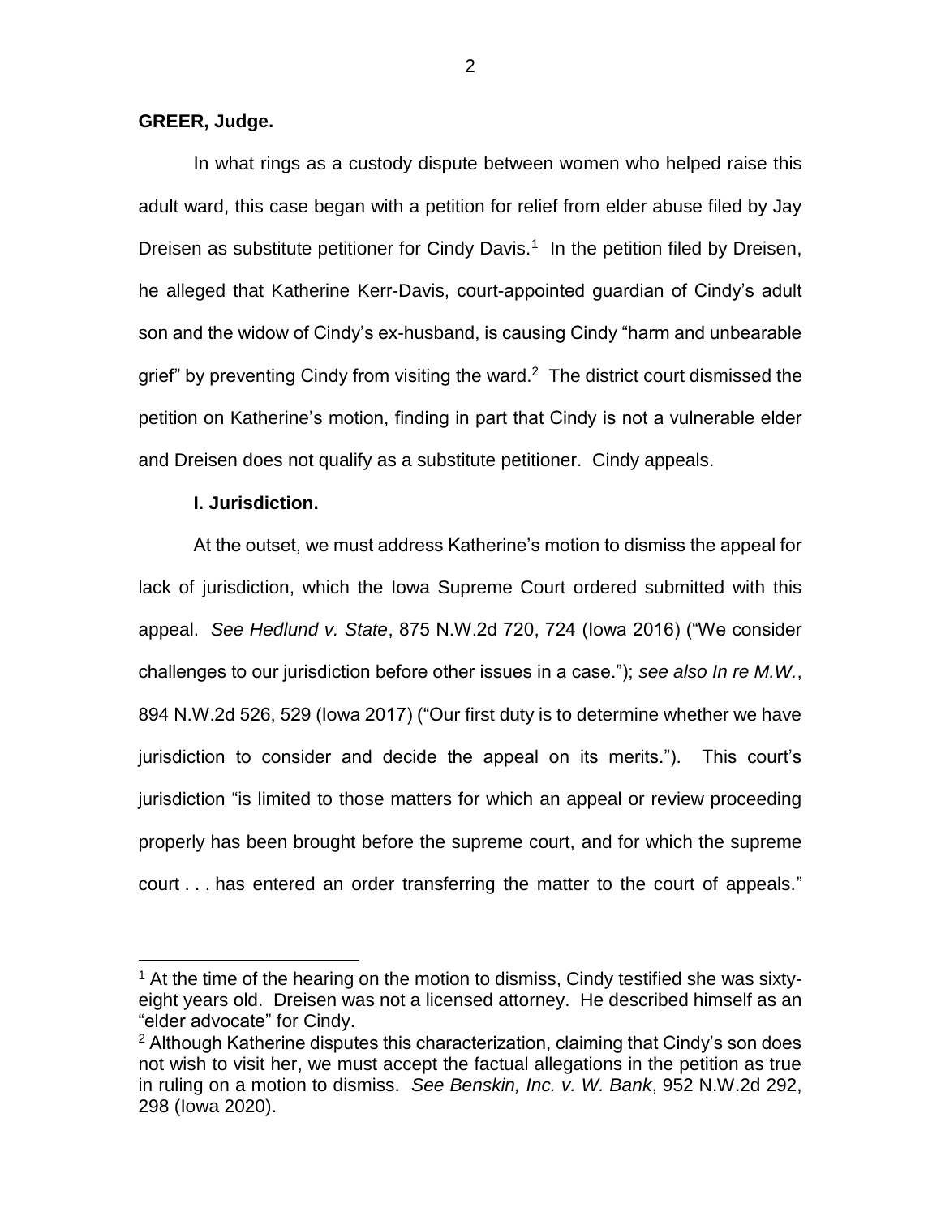**GREER, Judge.**

In what rings as a custody dispute between women who helped raise this adult ward, this case began with a petition for relief from elder abuse filed by Jay Dreisen as substitute petitioner for Cindy Davis.[1] In the petition filed by Dreisen, he alleged that Katherine Kerr-Davis, court-appointed guardian of Cindy's adult son and the widow of Cindy's ex-husband, is causing Cindy "harm and unbearable grief" by preventing Cindy from visiting the ward.[2] The district court dismissed the petition on Katherine's motion, finding in part that Cindy is not a vulnerable elder and Dreisen does not qualify as a substitute petitioner. Cindy appeals.

## I. Jurisdiction.

At the outset, we must address Katherine's motion to dismiss the appeal for lack of jurisdiction, which the Iowa Supreme Court ordered submitted with this appeal. *See Hedlund v. State*, 875 N.W.2d 720, 724 (Iowa 2016) ("We consider challenges to our jurisdiction before other issues in a case."); *see also In re M.W.*, 894 N.W.2d 526, 529 (Iowa 2017) ("Our first duty is to determine whether we have jurisdiction to consider and decide the appeal on its merits."). This court's jurisdiction "is limited to those matters for which an appeal or review proceeding properly has been brought before the supreme court, and for which the supreme court . . . has entered an order transferring the matter to the court of appeals."

---

[1] At the time of the hearing on the motion to dismiss, Cindy testified she was sixty-eight years old. Dreisen was not a licensed attorney. He described himself as an "elder advocate" for Cindy.

[2] Although Katherine disputes this characterization, claiming that Cindy's son does not wish to visit her, we must accept the factual allegations in the petition as true in ruling on a motion to dismiss. *See Benskin, Inc. v. W. Bank*, 952 N.W.2d 292, 298 (Iowa 2020).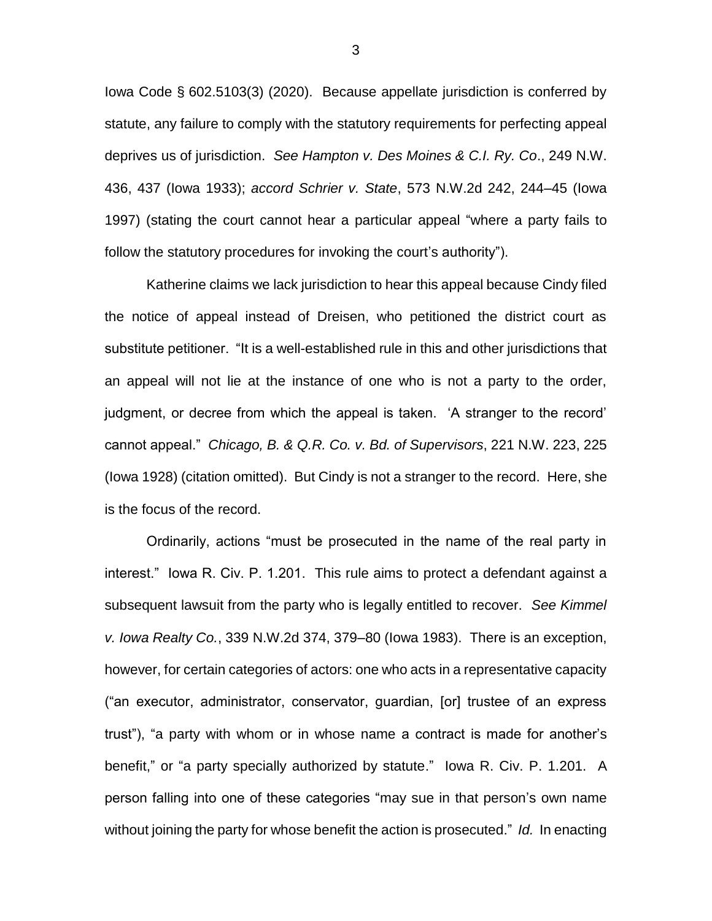Iowa Code § 602.5103(3) (2020). Because appellate jurisdiction is conferred by statute, any failure to comply with the statutory requirements for perfecting appeal deprives us of jurisdiction. *See Hampton v. Des Moines & C.I. Ry. Co*., 249 N.W. 436, 437 (Iowa 1933); *accord Schrier v. State*, 573 N.W.2d 242, 244–45 (Iowa 1997) (stating the court cannot hear a particular appeal "where a party fails to follow the statutory procedures for invoking the court's authority").

Katherine claims we lack jurisdiction to hear this appeal because Cindy filed the notice of appeal instead of Dreisen, who petitioned the district court as substitute petitioner. "It is a well-established rule in this and other jurisdictions that an appeal will not lie at the instance of one who is not a party to the order, judgment, or decree from which the appeal is taken. 'A stranger to the record' cannot appeal." *Chicago, B. & Q.R. Co. v. Bd. of Supervisors*, 221 N.W. 223, 225 (Iowa 1928) (citation omitted). But Cindy is not a stranger to the record. Here, she is the focus of the record.

Ordinarily, actions "must be prosecuted in the name of the real party in interest." Iowa R. Civ. P. 1.201. This rule aims to protect a defendant against a subsequent lawsuit from the party who is legally entitled to recover. *See Kimmel v. Iowa Realty Co.*, 339 N.W.2d 374, 379–80 (Iowa 1983). There is an exception, however, for certain categories of actors: one who acts in a representative capacity ("an executor, administrator, conservator, guardian, [or] trustee of an express trust"), "a party with whom or in whose name a contract is made for another's benefit," or "a party specially authorized by statute." Iowa R. Civ. P. 1.201. A person falling into one of these categories "may sue in that person's own name without joining the party for whose benefit the action is prosecuted." *Id.* In enacting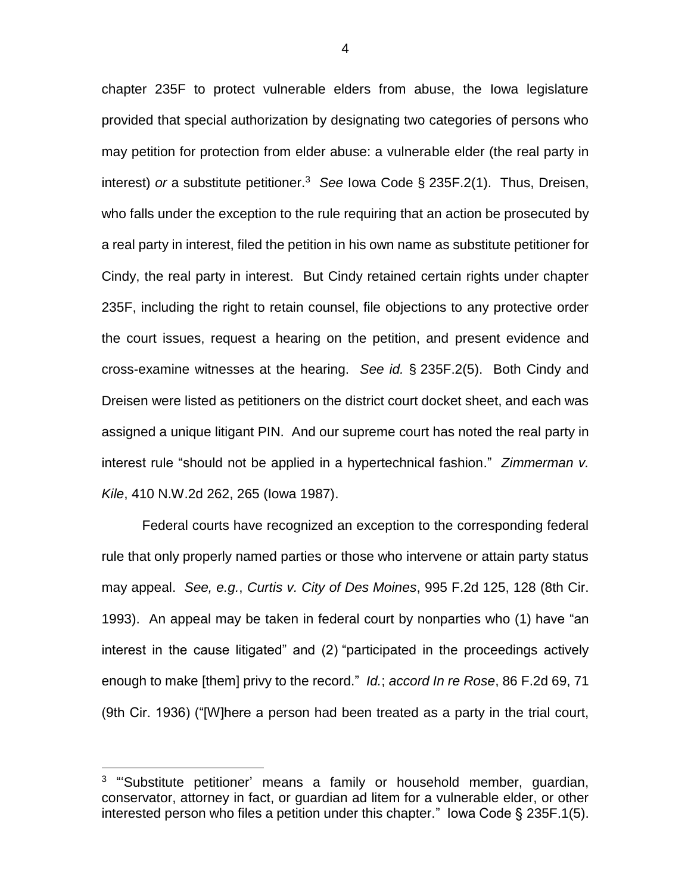chapter 235F to protect vulnerable elders from abuse, the Iowa legislature provided that special authorization by designating two categories of persons who may petition for protection from elder abuse: a vulnerable elder (the real party in interest) *or* a substitute petitioner.[3] *See* Iowa Code § 235F.2(1). Thus, Dreisen, who falls under the exception to the rule requiring that an action be prosecuted by a real party in interest, filed the petition in his own name as substitute petitioner for Cindy, the real party in interest. But Cindy retained certain rights under chapter 235F, including the right to retain counsel, file objections to any protective order the court issues, request a hearing on the petition, and present evidence and cross-examine witnesses at the hearing. *See id.* § 235F.2(5). Both Cindy and Dreisen were listed as petitioners on the district court docket sheet, and each was assigned a unique litigant PIN. And our supreme court has noted the real party in interest rule "should not be applied in a hypertechnical fashion." *Zimmerman v. Kile*, 410 N.W.2d 262, 265 (Iowa 1987).

Federal courts have recognized an exception to the corresponding federal rule that only properly named parties or those who intervene or attain party status may appeal. *See, e.g.*, *Curtis v. City of Des Moines*, 995 F.2d 125, 128 (8th Cir. 1993). An appeal may be taken in federal court by nonparties who (1) have "an interest in the cause litigated" and (2) "participated in the proceedings actively enough to make [them] privy to the record." *Id.*; *accord In re Rose*, 86 F.2d 69, 71 (9th Cir. 1936) ("[W]here a person had been treated as a party in the trial court,

---

[3] "'Substitute petitioner' means a family or household member, guardian, conservator, attorney in fact, or guardian ad litem for a vulnerable elder, or other interested person who files a petition under this chapter." Iowa Code § 235F.1(5).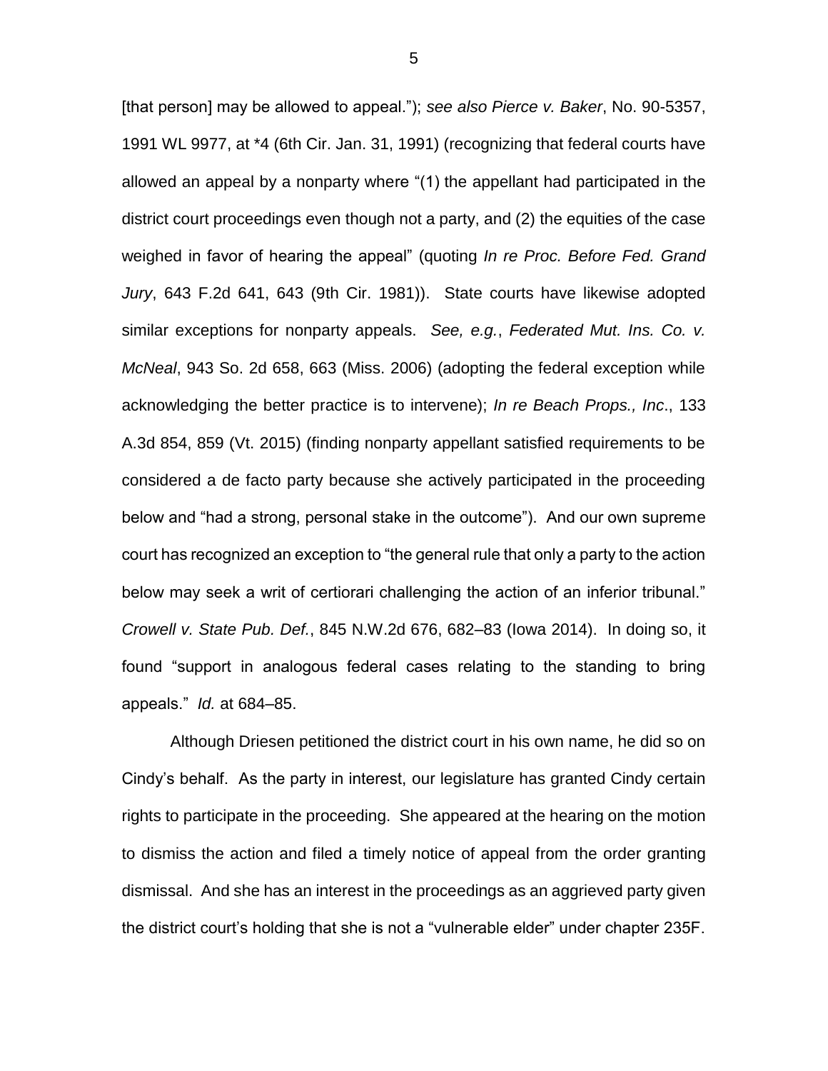[that person] may be allowed to appeal."); *see also Pierce v. Baker*, No. 90-5357, 1991 WL 9977, at *4 (6th Cir. Jan. 31, 1991) (recognizing that federal courts have allowed an appeal by a nonparty where "(1) the appellant had participated in the district court proceedings even though not a party, and (2) the equities of the case weighed in favor of hearing the appeal" (quoting *In re Proc. Before Fed. Grand Jury*, 643 F.2d 641, 643 (9th Cir. 1981)). State courts have likewise adopted similar exceptions for nonparty appeals. *See, e.g.*, *Federated Mut. Ins. Co. v. McNeal*, 943 So. 2d 658, 663 (Miss. 2006) (adopting the federal exception while acknowledging the better practice is to intervene); *In re Beach Props., Inc*., 133 A.3d 854, 859 (Vt. 2015) (finding nonparty appellant satisfied requirements to be considered a de facto party because she actively participated in the proceeding below and "had a strong, personal stake in the outcome"). And our own supreme court has recognized an exception to "the general rule that only a party to the action below may seek a writ of certiorari challenging the action of an inferior tribunal." *Crowell v. State Pub. Def.*, 845 N.W.2d 676, 682–83 (Iowa 2014). In doing so, it found "support in analogous federal cases relating to the standing to bring appeals." *Id.* at 684–85.

Although Driesen petitioned the district court in his own name, he did so on Cindy's behalf. As the party in interest, our legislature has granted Cindy certain rights to participate in the proceeding. She appeared at the hearing on the motion to dismiss the action and filed a timely notice of appeal from the order granting dismissal. And she has an interest in the proceedings as an aggrieved party given the district court's holding that she is not a "vulnerable elder" under chapter 235F.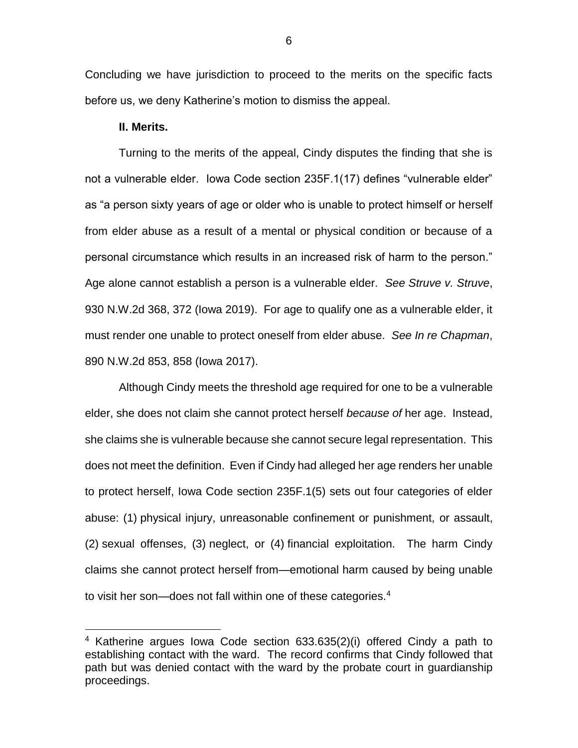Concluding we have jurisdiction to proceed to the merits on the specific facts before us, we deny Katherine's motion to dismiss the appeal.

## II. Merits.

Turning to the merits of the appeal, Cindy disputes the finding that she is not a vulnerable elder. Iowa Code section 235F.1(17) defines "vulnerable elder" as "a person sixty years of age or older who is unable to protect himself or herself from elder abuse as a result of a mental or physical condition or because of a personal circumstance which results in an increased risk of harm to the person." Age alone cannot establish a person is a vulnerable elder. *See Struve v. Struve*, 930 N.W.2d 368, 372 (Iowa 2019). For age to qualify one as a vulnerable elder, it must render one unable to protect oneself from elder abuse. *See In re Chapman*, 890 N.W.2d 853, 858 (Iowa 2017).

Although Cindy meets the threshold age required for one to be a vulnerable elder, she does not claim she cannot protect herself *because of* her age. Instead, she claims she is vulnerable because she cannot secure legal representation. This does not meet the definition. Even if Cindy had alleged her age renders her unable to protect herself, Iowa Code section 235F.1(5) sets out four categories of elder abuse: (1) physical injury, unreasonable confinement or punishment, or assault, (2) sexual offenses, (3) neglect, or (4) financial exploitation. The harm Cindy claims she cannot protect herself from—emotional harm caused by being unable to visit her son—does not fall within one of these categories.[4]

---

[4] Katherine argues Iowa Code section 633.635(2)(i) offered Cindy a path to establishing contact with the ward. The record confirms that Cindy followed that path but was denied contact with the ward by the probate court in guardianship proceedings.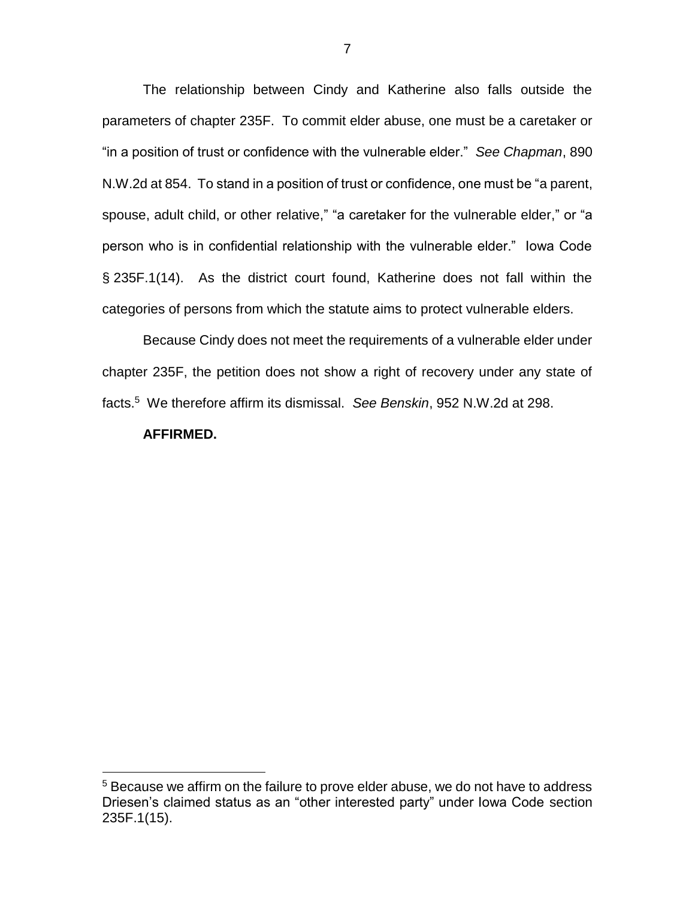The relationship between Cindy and Katherine also falls outside the parameters of chapter 235F. To commit elder abuse, one must be a caretaker or "in a position of trust or confidence with the vulnerable elder." *See Chapman*, 890 N.W.2d at 854. To stand in a position of trust or confidence, one must be "a parent, spouse, adult child, or other relative," "a caretaker for the vulnerable elder," or "a person who is in confidential relationship with the vulnerable elder." Iowa Code § 235F.1(14). As the district court found, Katherine does not fall within the categories of persons from which the statute aims to protect vulnerable elders.

Because Cindy does not meet the requirements of a vulnerable elder under chapter 235F, the petition does not show a right of recovery under any state of facts.[5] We therefore affirm its dismissal. *See Benskin*, 952 N.W.2d at 298.

**AFFIRMED.**

[5] Because we affirm on the failure to prove elder abuse, we do not have to address Driesen's claimed status as an "other interested party" under Iowa Code section 235F.1(15).